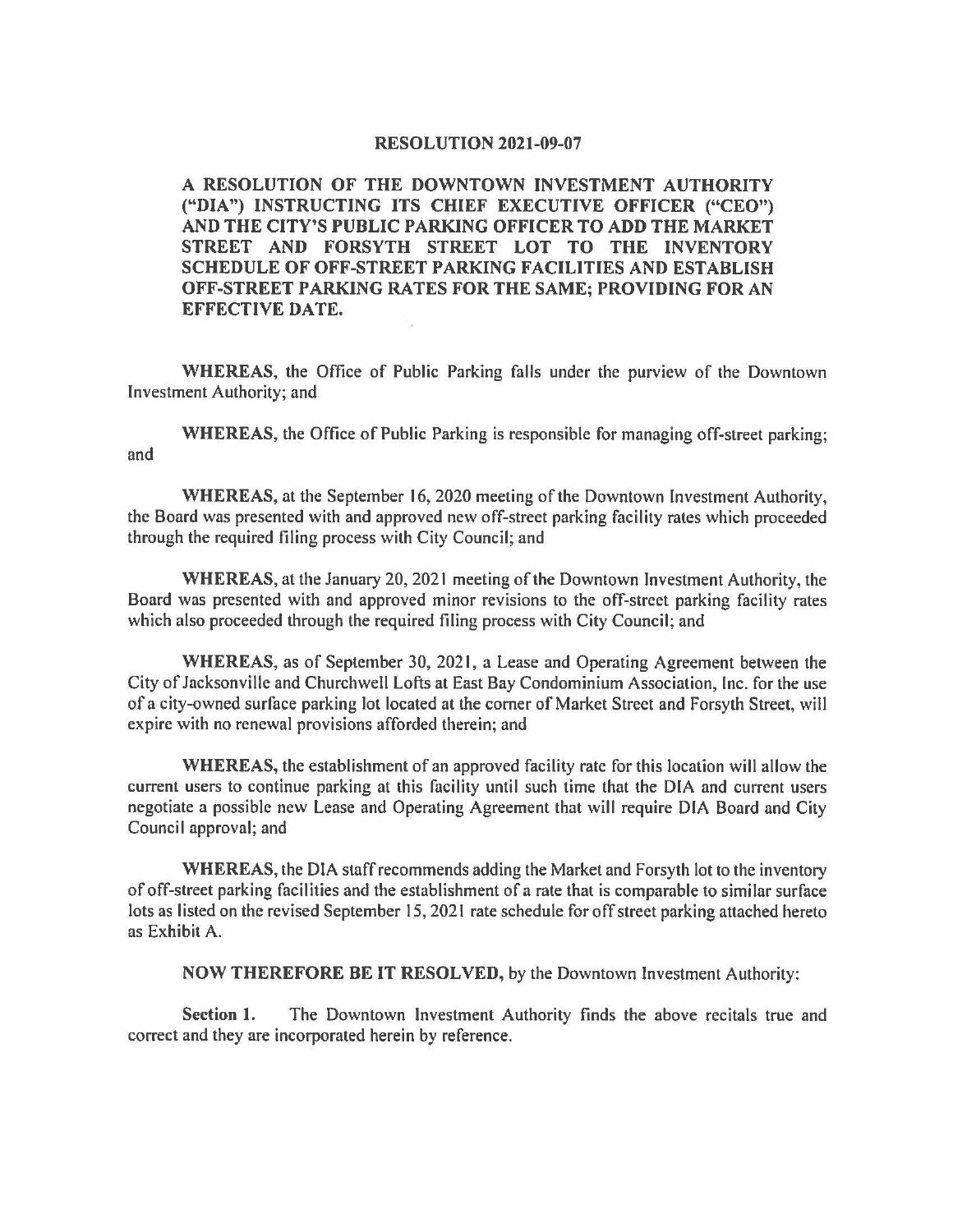# RESOLUTION 2021-09-07

**A RESOLUTION OF THE DOWNTOWN INVESTMENT AUTHORITY ("DIA") INSTRUCTING ITS CHIEF EXECUTIVE OFFICER ("CEO") AND THE CITY'S PUBLIC PARKING OFFICER TO ADD THE MARKET STREET AND FORSYTH STREET LOT TO THE INVENTORY SCHEDULE OF OFF-STREET PARKING FACILITIES AND ESTABLISH OFF-STREET PARKING RATES FOR THE SAME; PROVIDING FOR AN EFFECTIVE DATE.**

**WHEREAS,** the Office of Public Parking falls under the purview of the Downtown Investment Authority; and

**WHEREAS,** the Office of Public Parking is responsible for managing off-street parking; and

**WHEREAS,** at the September 16, 2020 meeting of the Downtown Investment Authority, the Board was presented with and approved new off-street parking facility rates which proceeded through the required filing process with City Council; and

**WHEREAS,** at the January 20, 2021 meeting of the Downtown Investment Authority, the Board was presented with and approved minor revisions to the off-street parking facility rates which also proceeded through the required filing process with City Council; and

**WHEREAS,** as of September 30, 2021, a Lease and Operating Agreement between the City of Jacksonville and Churchwell Lofts at East Bay Condominium Association, Inc. for the use of a city-owned surface parking lot located at the corner of Market Street and Forsyth Street, will expire with no renewal provisions afforded therein; and

**WHEREAS,** the establishment of an approved facility rate for this location will allow the current users to continue parking at this facility until such time that the DIA and current users negotiate a possible new Lease and Operating Agreement that will require DIA Board and City Council approval; and

**WHEREAS,** the DIA staff recommends adding the Market and Forsyth lot to the inventory of off-street parking facilities and the establishment of a rate that is comparable to similar surface lots as listed on the revised September 15, 2021 rate schedule for off street parking attached hereto as Exhibit A.

**NOW THEREFORE BE IT RESOLVED,** by the Downtown Investment Authority:

**Section 1.** The Downtown Investment Authority finds the above recitals true and correct and they are incorporated herein by reference.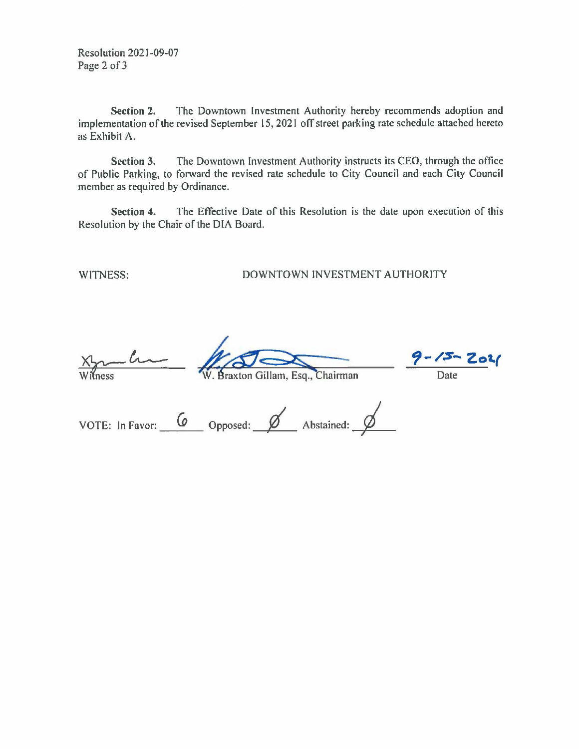Resolution 2021-09-07

**Section 2.** The Downtown Investment Authority hereby recommends adoption and implementation of the revised September 15, 2021 off street parking rate schedule attached hereto as Exhibit A.

**Section 3.** The Downtown Investment Authority instructs its CEO, through the office of Public Parking, to forward the revised rate schedule to City Council and each City Council member as required by Ordinance.

**Section 4.** The Effective Date of this Resolution is the date upon execution of this Resolution by the Chair of the DIA Board.

WITNESS: DOWNTOWN INVESTMENT AUTHORITY

| | | |
|---|---|---|
| Witness | W. Braxton Gillam, Esq., Chairman | 9-15-2021<br>Date |

VOTE: In Favor: 6 Opposed: Ø Abstained: Ø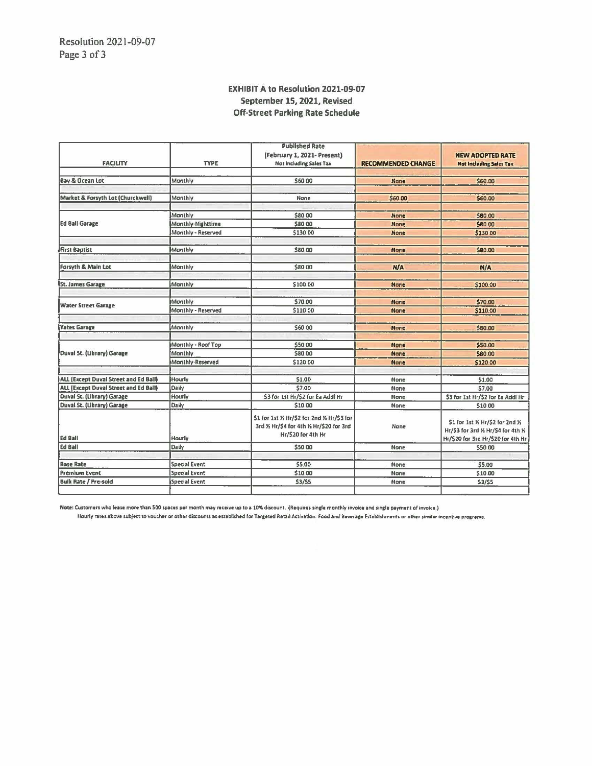Resolution 2021-09-07

### EXHIBIT A to Resolution 2021-09-07
### September 15, 2021, Revised
### Off-Street Parking Rate Schedule

| FACILITY | TYPE | Published Rate (February 1, 2021- Present) Not Including Sales Tax | RECOMMENDED CHANGE | NEW ADOPTED RATE Not Including Sales Tax |
|---|---|---|---|---|
| Bay & Ocean Lot | Monthly | $60.00 | None | $60.00 |
| Market & Forsyth Lot (Churchwell) | Monthly | None | $60.00 | $60.00 |
| Ed Ball Garage | Monthly | $80.00 | None | $80.00 |
| | Monthly-Nighttime | $80.00 | None | $80.00 |
| | Monthly - Reserved | $130.00 | None | $130.00 |
| First Baptist | Monthly | $80.00 | None | $80.00 |
| Forsyth & Main Lot | Monthly | $80.00 | N/A | N/A |
| St. James Garage | Monthly | $100.00 | None | $100.00 |
| Water Street Garage | Monthly | $70.00 | None | $70.00 |
| | Monthly - Reserved | $110.00 | None | $110.00 |
| Yates Garage | Monthly | $60.00 | None | $60.00 |
| Duval St. (Library) Garage | Monthly - Roof Top | $50.00 | None | $50.00 |
| | Monthly | $80.00 | None | $80.00 |
| | Monthly-Reserved | $120.00 | None | $120.00 |
| ALL (Except Duval Street and Ed Ball) | Hourly | $1.00 | None | $1.00 |
| ALL (Except Duval Street and Ed Ball) | Daily | $7.00 | None | $7.00 |
| Duval St. (Library) Garage | Hourly | $3 for 1st Hr/$2 for Ea Addl Hr | None | $3 for 1st Hr/$2 for Ea Addl Hr |
| Duval St. (Library) Garage | Daily | $10.00 | None | $10.00 |
| Ed Ball | Hourly | $1 for 1st ½ Hr/$2 for 2nd ½ Hr/$3 for 3rd ½ Hr/$4 for 4th ½ Hr/$20 for 3rd Hr/$20 for 4th Hr | None | $1 for 1st ½ Hr/$2 for 2nd ½ Hr/$3 for 3rd ½ Hr/$4 for 4th ½ Hr/$20 for 3rd Hr/$20 for 4th Hr |
| Ed Ball | Daily | $50.00 | None | $50.00 |
| Base Rate | Special Event | $5.00 | None | $5.00 |
| Premium Event | Special Event | $10.00 | None | $10.00 |
| Bulk Rate / Pre-sold | Special Event | $3/$5 | None | $3/$5 |

Note: Customers who lease more than 500 spaces per month may receive up to a 10% discount. (Requires single monthly invoice and single payment of invoice.)

Hourly rates above subject to voucher or other discounts as established for Targeted Retail Activation, Food and Beverage Establishments or other similar incentive programs.